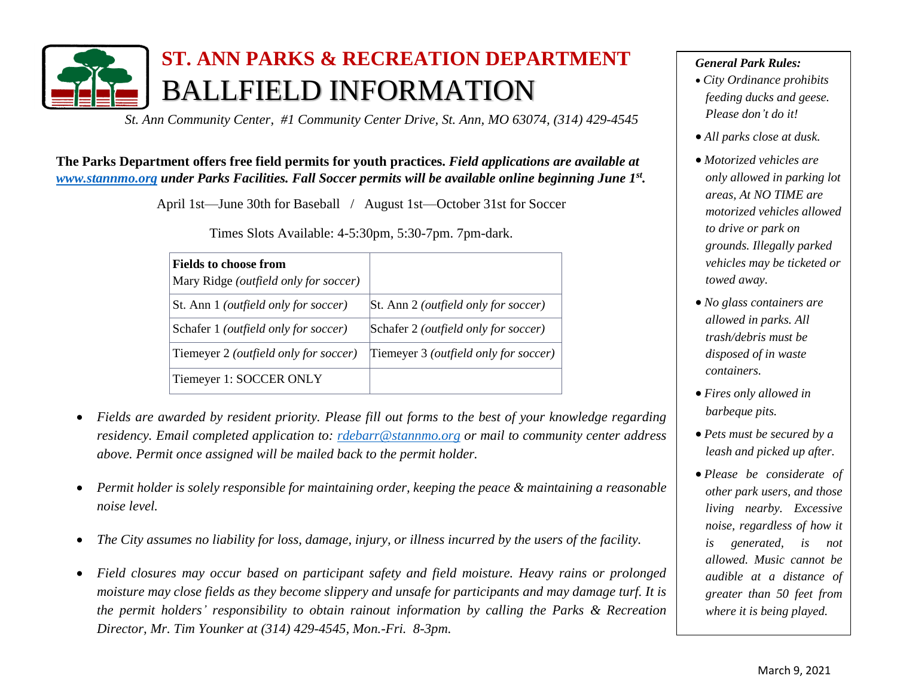# ST. ANN PARKS & RECREATION DEPARTMENT

# BALLFIELD INFORMATION

*St. Ann Community Center, #1 Community Center Drive, St. Ann, MO 63074, (314) 429-4545*

**The Parks Department offers free field permits for youth practices.** ***Field applications are available at [www.stannmo.org](http://www.stannmo.org) under Parks Facilities. Fall Soccer permits will be available online beginning June 1st.***

April 1st—June 30th for Baseball / August 1st—October 31st for Soccer

Times Slots Available: 4-5:30pm, 5:30-7pm. 7pm-dark.

| **Fields to choose from**<br>Mary Ridge *(outfield only for soccer)* | |
|---|---|
| St. Ann 1 *(outfield only for soccer)* | St. Ann 2 *(outfield only for soccer)* |
| Schafer 1 *(outfield only for soccer)* | Schafer 2 *(outfield only for soccer)* |
| Tiemeyer 2 *(outfield only for soccer)* | Tiemeyer 3 *(outfield only for soccer)* |
| Tiemeyer 1: SOCCER ONLY | |

- *Fields are awarded by resident priority. Please fill out forms to the best of your knowledge regarding residency. Email completed application to: [rdebarr@stannmo.org](mailto:rdebarr@stannmo.org) or mail to community center address above. Permit once assigned will be mailed back to the permit holder.*
- *Permit holder is solely responsible for maintaining order, keeping the peace & maintaining a reasonable noise level.*
- *The City assumes no liability for loss, damage, injury, or illness incurred by the users of the facility.*
- *Field closures may occur based on participant safety and field moisture. Heavy rains or prolonged moisture may close fields as they become slippery and unsafe for participants and may damage turf. It is the permit holders' responsibility to obtain rainout information by calling the Parks & Recreation Director, Mr. Tim Younker at (314) 429-4545, Mon.-Fri. 8-3pm.*

***General Park Rules:***

- *City Ordinance prohibits feeding ducks and geese. Please don't do it!*
- *All parks close at dusk.*
- *Motorized vehicles are only allowed in parking lot areas, At NO TIME are motorized vehicles allowed to drive or park on grounds. Illegally parked vehicles may be ticketed or towed away.*
- *No glass containers are allowed in parks. All trash/debris must be disposed of in waste containers.*
- *Fires only allowed in barbeque pits.*
- *Pets must be secured by a leash and picked up after.*
- *Please be considerate of other park users, and those living nearby. Excessive noise, regardless of how it is generated, is not allowed. Music cannot be audible at a distance of greater than 50 feet from where it is being played.*

March 9, 2021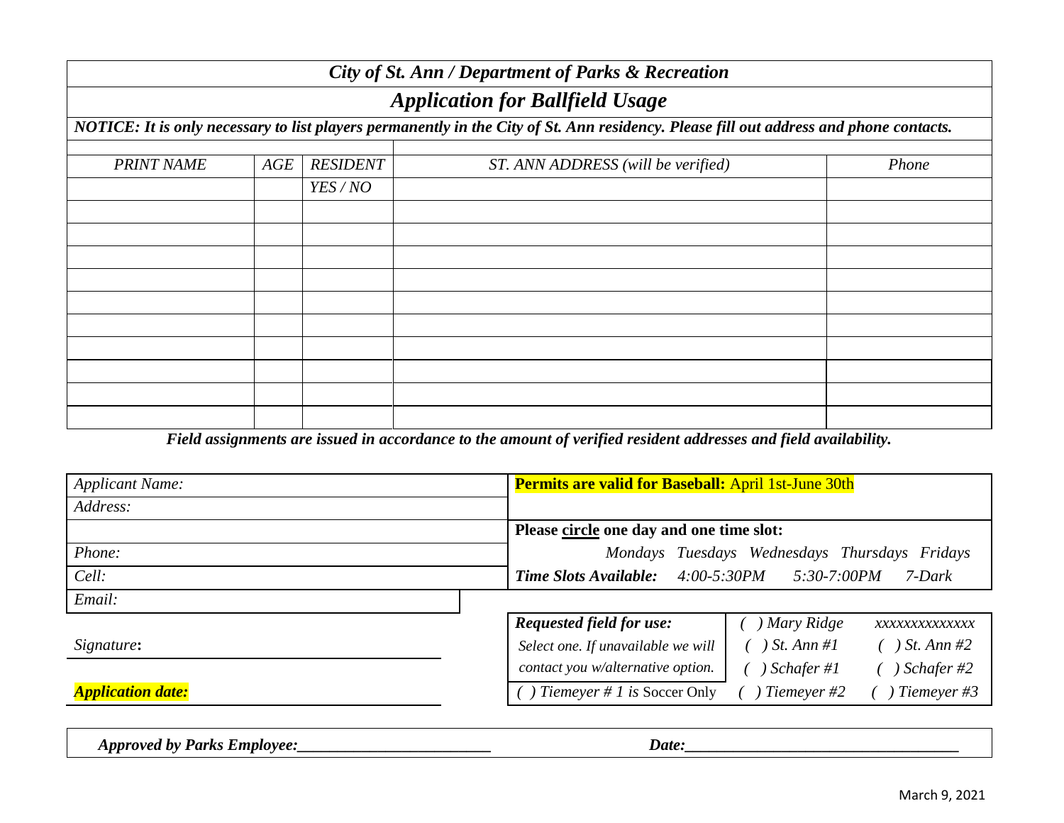## *City of St. Ann / Department of Parks & Recreation*

## *Application for Ballfield Usage*

***NOTICE: It is only necessary to list players permanently in the City of St. Ann residency. Please fill out address and phone contacts.***

| *PRINT NAME* | *AGE* | *RESIDENT* | *ST. ANN ADDRESS (will be verified)* | *Phone* |
|---|---|---|---|---|
| | | *YES / NO* | | |
| | | | | |
| | | | | |
| | | | | |
| | | | | |
| | | | | |
| | | | | |
| | | | | |
| | | | | |
| | | | | |
| | | | | |

***Field assignments are issued in accordance to the amount of verified resident addresses and field availability.***

*Applicant Name:*

*Address:*

*Phone:*

*Cell:*

*Email:*

*Signature*: ______________________________

***Application date:*** ______________________________

**Permits are valid for Baseball:** April 1st-June 30th

**Please circle one day and one time slot:**

*Mondays Tuesdays Wednesdays Thursdays Fridays*

***Time Slots Available:*** *4:00-5:30PM 5:30-7:00PM 7-Dark*

| | | |
|---|---|---|
| ***Requested field for use:*** | *( ) Mary Ridge* | *xxxxxxxxxxxxxx* |
| *Select one. If unavailable we will* | *( ) St. Ann #1* | *( ) St. Ann #2* |
| *contact you w/alternative option.* | *( ) Schafer #1* | *( ) Schafer #2* |
| *( ) Tiemeyer # 1 is* Soccer Only | *( ) Tiemeyer #2* | *( ) Tiemeyer #3* |

***Approved by Parks Employee:*** ________________________ ***Date:*** ________________________________

March 9, 2021